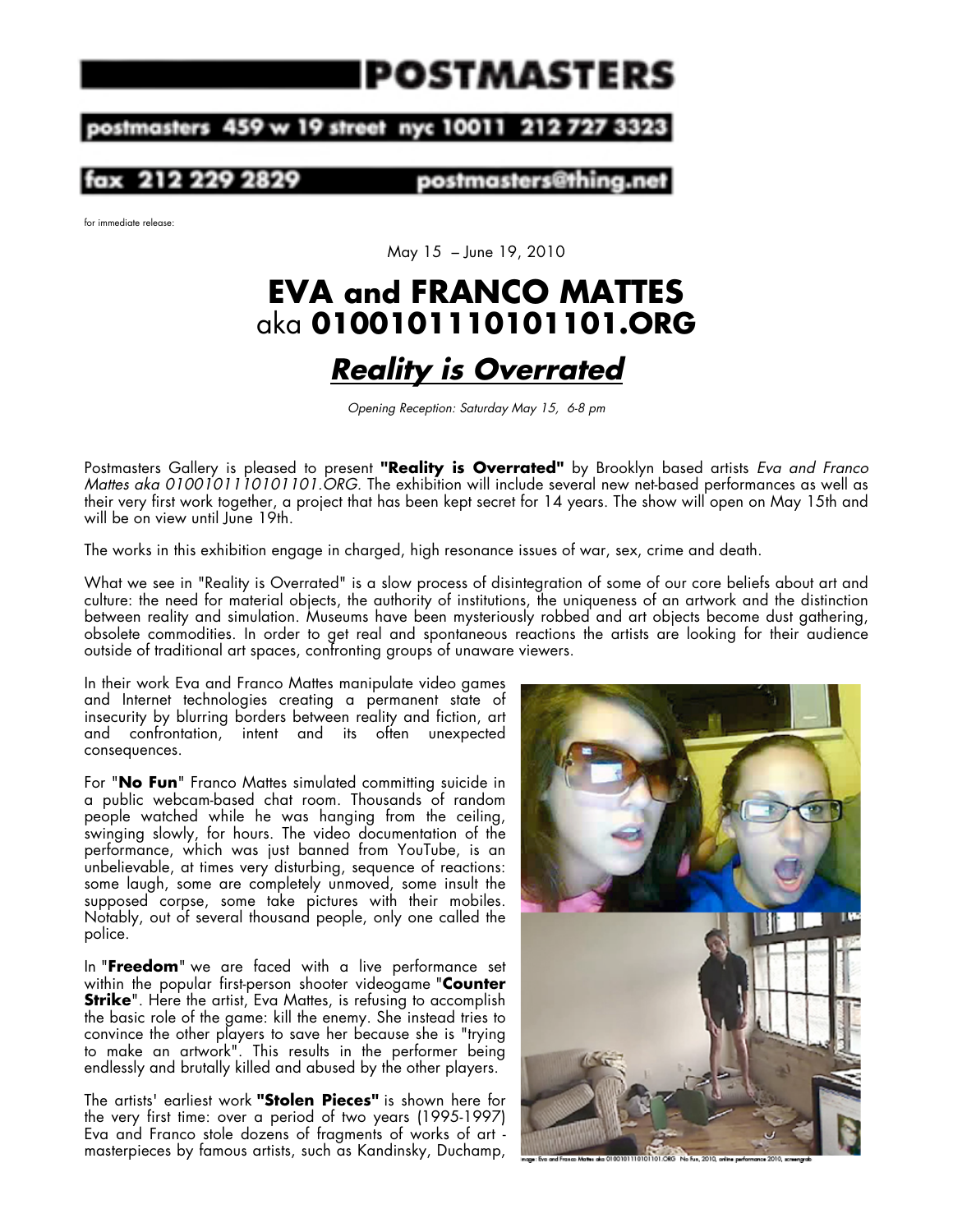# POSTMASTERS

postmasters 459 w 19 street nyc 10011 212 727 3323

fax 212 229 2829 postmasters@thing.net

for immediate release:

May 15 – June 19, 2010

# EVA and FRANCO MATTES
## aka 0100101110101101.ORG

## ***Reality is Overrated***

*Opening Reception: Saturday May 15, 6-8 pm*

Postmasters Gallery is pleased to present **"Reality is Overrated"** by Brooklyn based artists *Eva and Franco Mattes aka 0100101110101101.ORG.* The exhibition will include several new net-based performances as well as their very first work together, a project that has been kept secret for 14 years. The show will open on May 15th and will be on view until June 19th.

The works in this exhibition engage in charged, high resonance issues of war, sex, crime and death.

What we see in "Reality is Overrated" is a slow process of disintegration of some of our core beliefs about art and culture: the need for material objects, the authority of institutions, the uniqueness of an artwork and the distinction between reality and simulation. Museums have been mysteriously robbed and art objects become dust gathering, obsolete commodities. In order to get real and spontaneous reactions the artists are looking for their audience outside of traditional art spaces, confronting groups of unaware viewers.

In their work Eva and Franco Mattes manipulate video games and Internet technologies creating a permanent state of insecurity by blurring borders between reality and fiction, art and confrontation, intent and its often unexpected consequences.

For "**No Fun**" Franco Mattes simulated committing suicide in a public webcam-based chat room. Thousands of random people watched while he was hanging from the ceiling, swinging slowly, for hours. The video documentation of the performance, which was just banned from YouTube, is an unbelievable, at times very disturbing, sequence of reactions: some laugh, some are completely unmoved, some insult the supposed corpse, some take pictures with their mobiles. Notably, out of several thousand people, only one called the police.

In "**Freedom**" we are faced with a live performance set within the popular first-person shooter videogame "**Counter Strike**". Here the artist, Eva Mattes, is refusing to accomplish the basic role of the game: kill the enemy. She instead tries to convince the other players to save her because she is "trying to make an artwork". This results in the performer being endlessly and brutally killed and abused by the other players.

The artists' earliest work **"Stolen Pieces"** is shown here for the very first time: over a period of two years (1995-1997) Eva and Franco stole dozens of fragments of works of art - masterpieces by famous artists, such as Kandinsky, Duchamp,

image: Eva and Franco Mattes aka 0100101110101101.ORG No Fun, 2010, online performance 2010, screengrab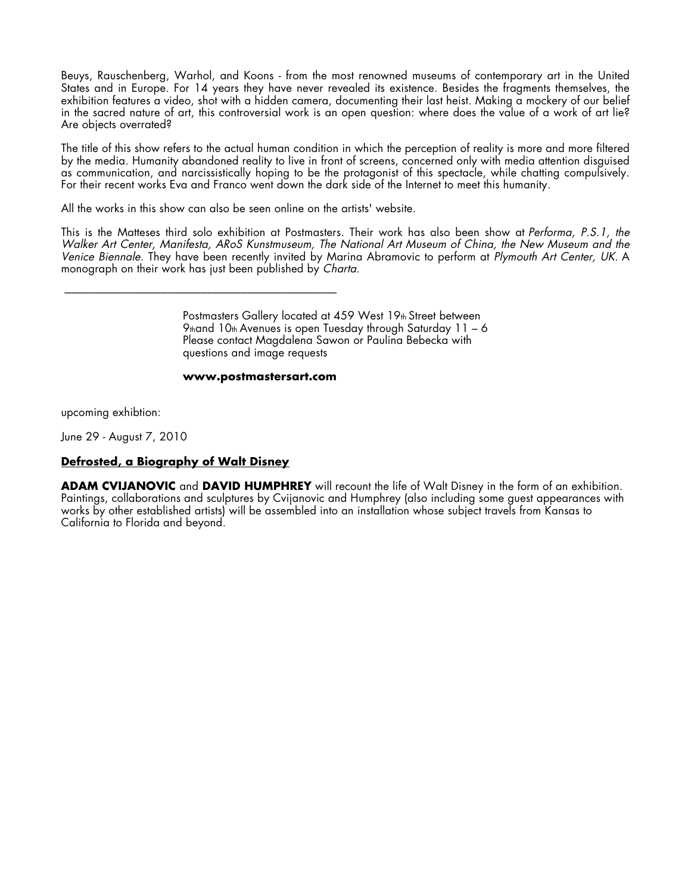Beuys, Rauschenberg, Warhol, and Koons - from the most renowned museums of contemporary art in the United States and in Europe. For 14 years they have never revealed its existence. Besides the fragments themselves, the exhibition features a video, shot with a hidden camera, documenting their last heist. Making a mockery of our belief in the sacred nature of art, this controversial work is an open question: where does the value of a work of art lie? Are objects overrated?

The title of this show refers to the actual human condition in which the perception of reality is more and more filtered by the media. Humanity abandoned reality to live in front of screens, concerned only with media attention disguised as communication, and narcissistically hoping to be the protagonist of this spectacle, while chatting compulsively. For their recent works Eva and Franco went down the dark side of the Internet to meet this humanity.

All the works in this show can also be seen online on the artists' website.

This is the Matteses third solo exhibition at Postmasters. Their work has also been show at *Performa, P.S.1, the Walker Art Center, Manifesta, ARoS Kunstmuseum, The National Art Museum of China, the New Museum and the Venice Biennale*. They have been recently invited by Marina Abramovic to perform at *Plymouth Art Center, UK*. A monograph on their work has just been published by *Charta*.

---

Postmasters Gallery located at 459 West 19th Street between 9th and 10th Avenues is open Tuesday through Saturday 11 – 6
Please contact Magdalena Sawon or Paulina Bebecka with questions and image requests

**www.postmastersart.com**

upcoming exhibtion:

June 29 - August 7, 2010

**Defrosted, a Biography of Walt Disney**

**ADAM CVIJANOVIC** and **DAVID HUMPHREY** will recount the life of Walt Disney in the form of an exhibition. Paintings, collaborations and sculptures by Cvijanovic and Humphrey (also including some guest appearances with works by other established artists) will be assembled into an installation whose subject travels from Kansas to California to Florida and beyond.